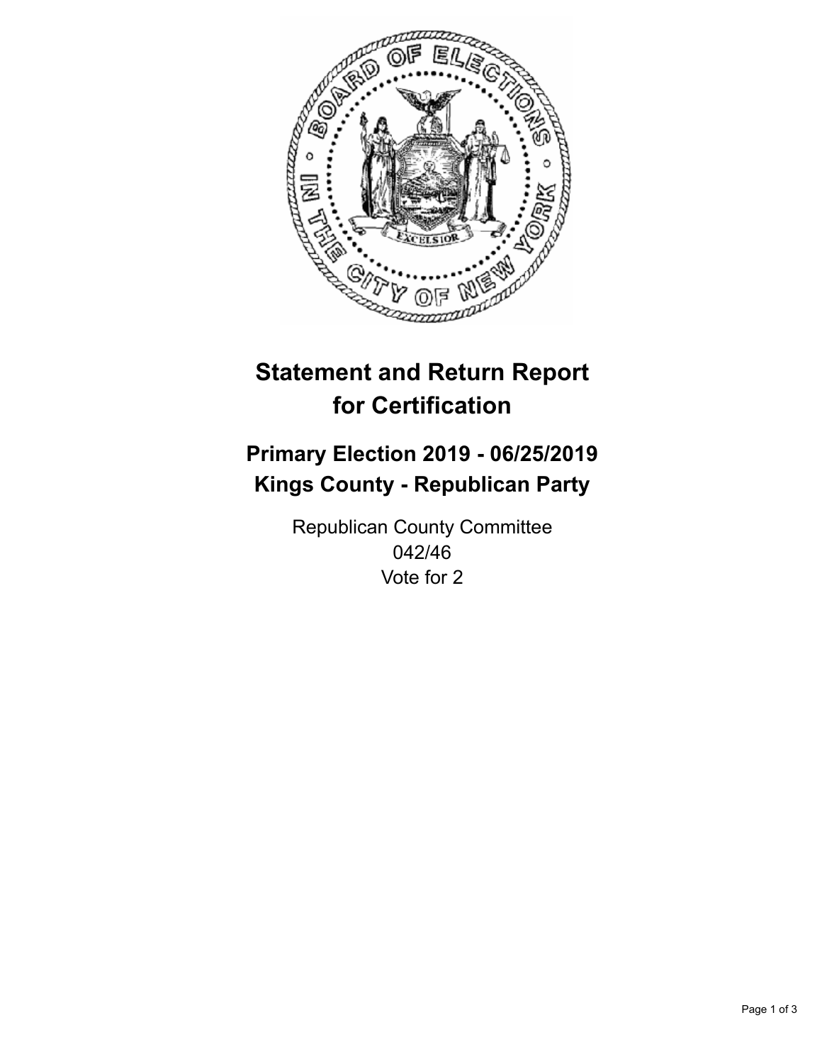# Statement and Return Report for Certification

## Primary Election 2019 - 06/25/2019
## Kings County - Republican Party

Republican County Committee
042/46
Vote for 2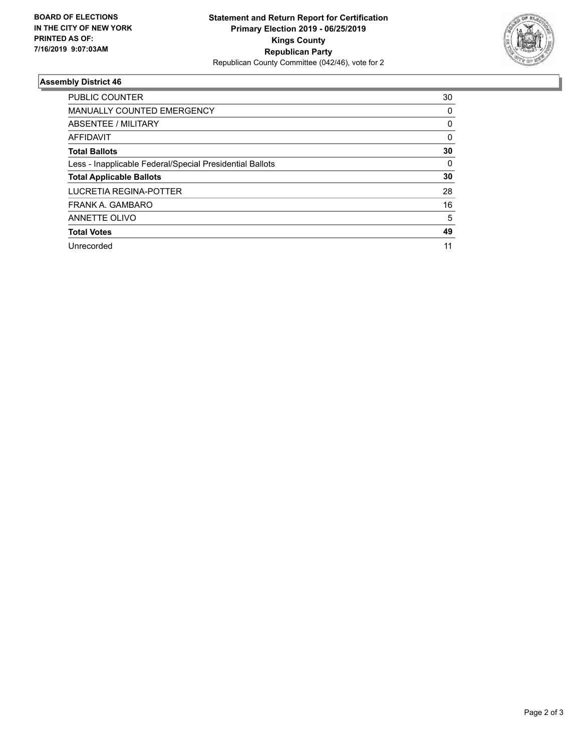BOARD OF ELECTIONS
IN THE CITY OF NEW YORK
PRINTED AS OF:
7/16/2019 9:07:03AM

**Statement and Return Report for Certification**
**Primary Election 2019 - 06/25/2019**
**Kings County**
**Republican Party**
Republican County Committee (042/46), vote for 2

### Assembly District 46

| | |
|---|---|
| PUBLIC COUNTER | 30 |
| MANUALLY COUNTED EMERGENCY | 0 |
| ABSENTEE / MILITARY | 0 |
| AFFIDAVIT | 0 |
| **Total Ballots** | **30** |
| Less - Inapplicable Federal/Special Presidential Ballots | 0 |
| **Total Applicable Ballots** | **30** |
| LUCRETIA REGINA-POTTER | 28 |
| FRANK A. GAMBARO | 16 |
| ANNETTE OLIVO | 5 |
| **Total Votes** | **49** |
| Unrecorded | 11 |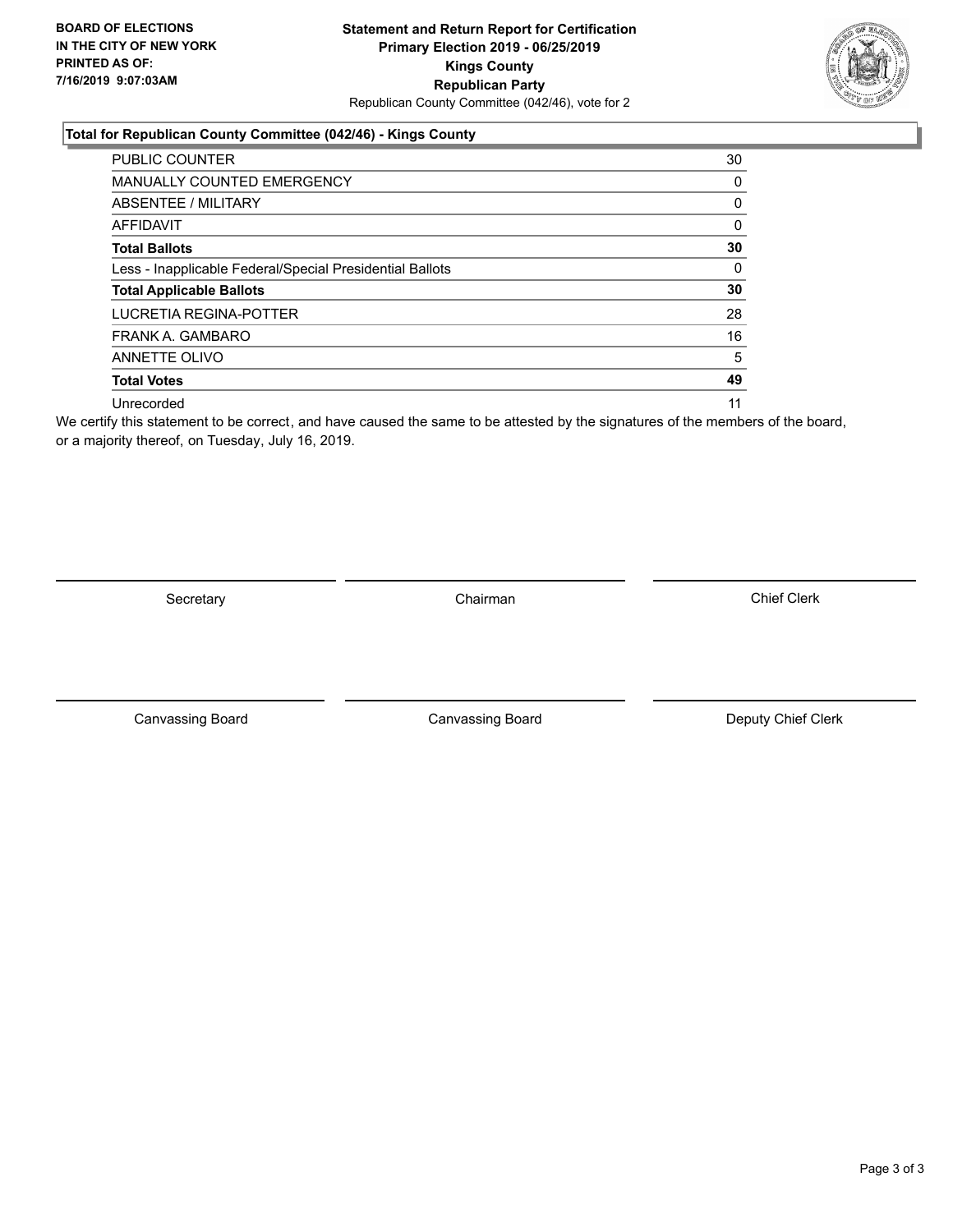**BOARD OF ELECTIONS IN THE CITY OF NEW YORK PRINTED AS OF: 7/16/2019 9:07:03AM**

**Statement and Return Report for Certification**
**Primary Election 2019 - 06/25/2019**
**Kings County**
**Republican Party**
Republican County Committee (042/46), vote for 2

### Total for Republican County Committee (042/46) - Kings County

| | |
|---|---|
| PUBLIC COUNTER | 30 |
| MANUALLY COUNTED EMERGENCY | 0 |
| ABSENTEE / MILITARY | 0 |
| AFFIDAVIT | 0 |
| **Total Ballots** | **30** |
| Less - Inapplicable Federal/Special Presidential Ballots | 0 |
| **Total Applicable Ballots** | **30** |
| LUCRETIA REGINA-POTTER | 28 |
| FRANK A. GAMBARO | 16 |
| ANNETTE OLIVO | 5 |
| **Total Votes** | **49** |
| Unrecorded | 11 |

We certify this statement to be correct, and have caused the same to be attested by the signatures of the members of the board, or a majority thereof, on Tuesday, July 16, 2019.

Secretary

Chairman

Chief Clerk

Canvassing Board

Canvassing Board

Deputy Chief Clerk